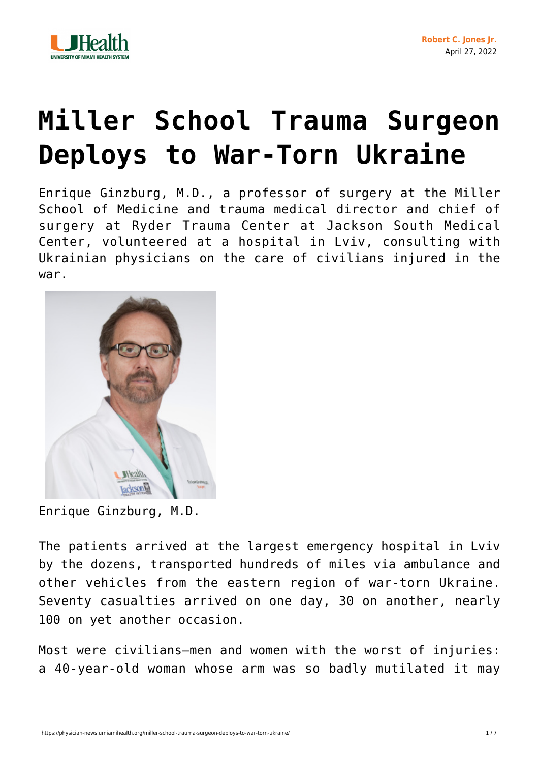Robert C. Jones Jr.
April 27, 2022

# Miller School Trauma Surgeon Deploys to War-Torn Ukraine

Enrique Ginzburg, M.D., a professor of surgery at the Miller School of Medicine and trauma medical director and chief of surgery at Ryder Trauma Center at Jackson South Medical Center, volunteered at a hospital in Lviv, consulting with Ukrainian physicians on the care of civilians injured in the war.

Enrique Ginzburg, M.D.

The patients arrived at the largest emergency hospital in Lviv by the dozens, transported hundreds of miles via ambulance and other vehicles from the eastern region of war-torn Ukraine. Seventy casualties arrived on one day, 30 on another, nearly 100 on yet another occasion.

Most were civilians—men and women with the worst of injuries: a 40-year-old woman whose arm was so badly mutilated it may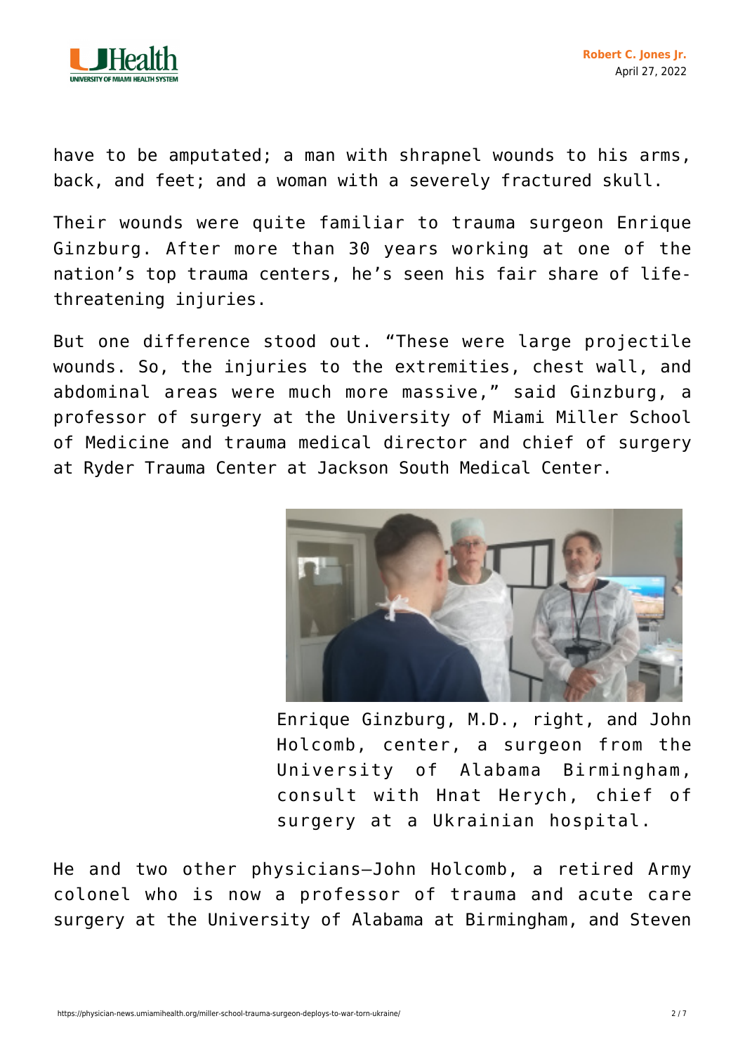have to be amputated; a man with shrapnel wounds to his arms, back, and feet; and a woman with a severely fractured skull.

Their wounds were quite familiar to trauma surgeon Enrique Ginzburg. After more than 30 years working at one of the nation's top trauma centers, he's seen his fair share of life-threatening injuries.

But one difference stood out. "These were large projectile wounds. So, the injuries to the extremities, chest wall, and abdominal areas were much more massive," said Ginzburg, a professor of surgery at the University of Miami Miller School of Medicine and trauma medical director and chief of surgery at Ryder Trauma Center at Jackson South Medical Center.

Enrique Ginzburg, M.D., right, and John Holcomb, center, a surgeon from the University of Alabama Birmingham, consult with Hnat Herych, chief of surgery at a Ukrainian hospital.

He and two other physicians—John Holcomb, a retired Army colonel who is now a professor of trauma and acute care surgery at the University of Alabama at Birmingham, and Steven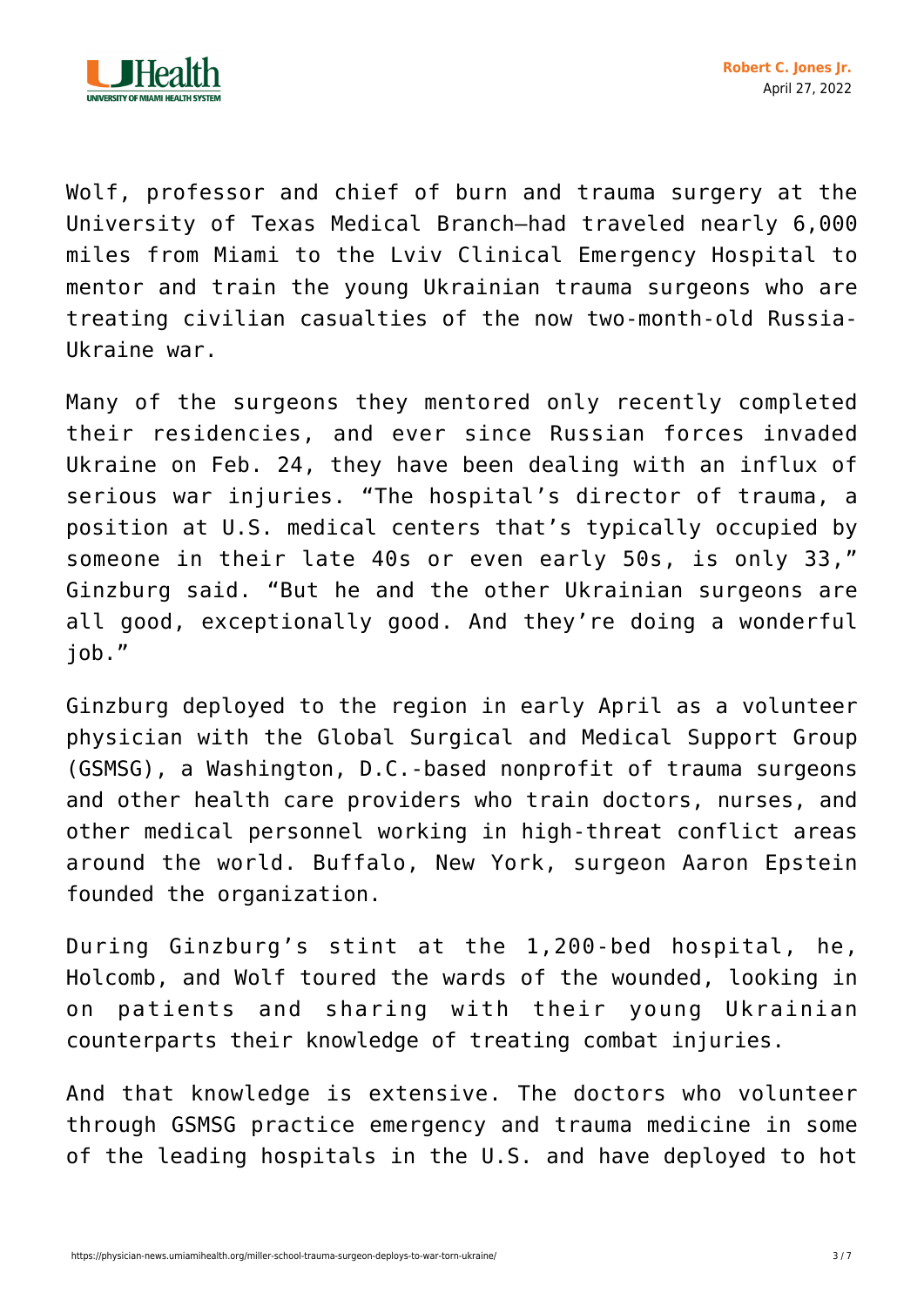Wolf, professor and chief of burn and trauma surgery at the University of Texas Medical Branch—had traveled nearly 6,000 miles from Miami to the Lviv Clinical Emergency Hospital to mentor and train the young Ukrainian trauma surgeons who are treating civilian casualties of the now two-month-old Russia-Ukraine war.

Many of the surgeons they mentored only recently completed their residencies, and ever since Russian forces invaded Ukraine on Feb. 24, they have been dealing with an influx of serious war injuries. "The hospital's director of trauma, a position at U.S. medical centers that's typically occupied by someone in their late 40s or even early 50s, is only 33," Ginzburg said. "But he and the other Ukrainian surgeons are all good, exceptionally good. And they're doing a wonderful job."

Ginzburg deployed to the region in early April as a volunteer physician with the Global Surgical and Medical Support Group (GSMSG), a Washington, D.C.-based nonprofit of trauma surgeons and other health care providers who train doctors, nurses, and other medical personnel working in high-threat conflict areas around the world. Buffalo, New York, surgeon Aaron Epstein founded the organization.

During Ginzburg's stint at the 1,200-bed hospital, he, Holcomb, and Wolf toured the wards of the wounded, looking in on patients and sharing with their young Ukrainian counterparts their knowledge of treating combat injuries.

And that knowledge is extensive. The doctors who volunteer through GSMSG practice emergency and trauma medicine in some of the leading hospitals in the U.S. and have deployed to hot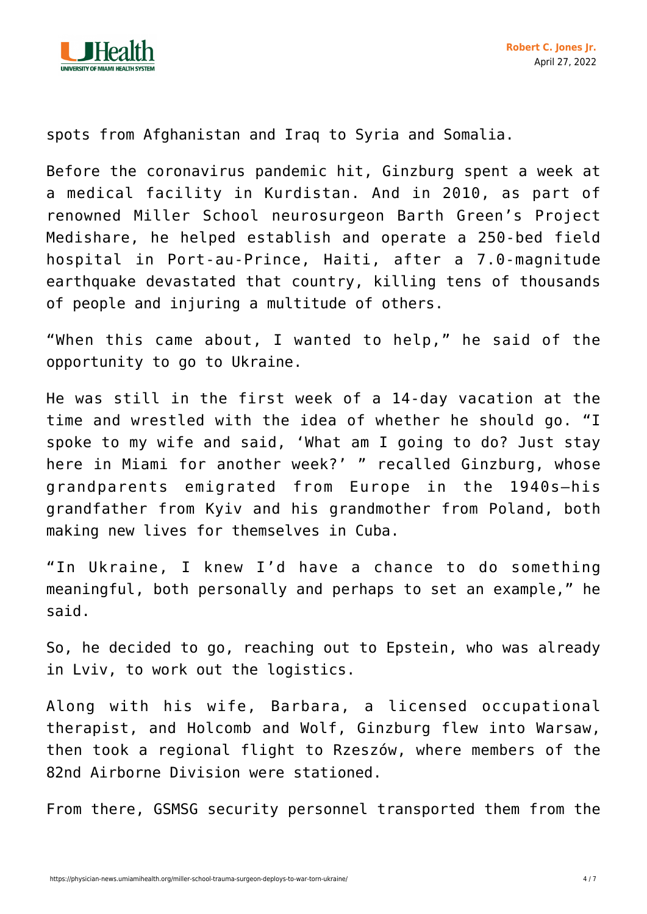spots from Afghanistan and Iraq to Syria and Somalia.

Before the coronavirus pandemic hit, Ginzburg spent a week at a medical facility in Kurdistan. And in 2010, as part of renowned Miller School neurosurgeon Barth Green's Project Medishare, he helped establish and operate a 250-bed field hospital in Port-au-Prince, Haiti, after a 7.0-magnitude earthquake devastated that country, killing tens of thousands of people and injuring a multitude of others.

"When this came about, I wanted to help," he said of the opportunity to go to Ukraine.

He was still in the first week of a 14-day vacation at the time and wrestled with the idea of whether he should go. "I spoke to my wife and said, 'What am I going to do? Just stay here in Miami for another week?' " recalled Ginzburg, whose grandparents emigrated from Europe in the 1940s—his grandfather from Kyiv and his grandmother from Poland, both making new lives for themselves in Cuba.

"In Ukraine, I knew I'd have a chance to do something meaningful, both personally and perhaps to set an example," he said.

So, he decided to go, reaching out to Epstein, who was already in Lviv, to work out the logistics.

Along with his wife, Barbara, a licensed occupational therapist, and Holcomb and Wolf, Ginzburg flew into Warsaw, then took a regional flight to Rzeszów, where members of the 82nd Airborne Division were stationed.

From there, GSMSG security personnel transported them from the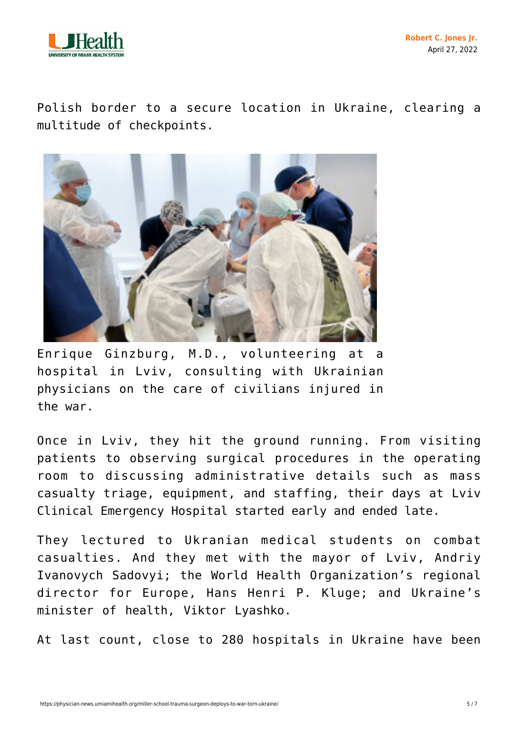Polish border to a secure location in Ukraine, clearing a multitude of checkpoints.

Enrique Ginzburg, M.D., volunteering at a hospital in Lviv, consulting with Ukrainian physicians on the care of civilians injured in the war.

Once in Lviv, they hit the ground running. From visiting patients to observing surgical procedures in the operating room to discussing administrative details such as mass casualty triage, equipment, and staffing, their days at Lviv Clinical Emergency Hospital started early and ended late.

They lectured to Ukranian medical students on combat casualties. And they met with the mayor of Lviv, Andriy Ivanovych Sadovyi; the World Health Organization's regional director for Europe, Hans Henri P. Kluge; and Ukraine's minister of health, Viktor Lyashko.

At last count, close to 280 hospitals in Ukraine have been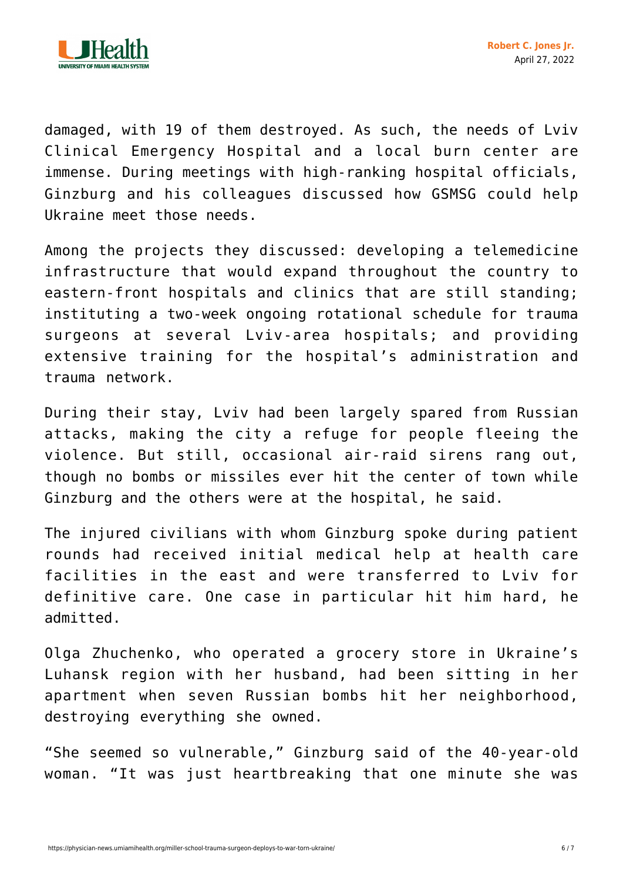damaged, with 19 of them destroyed. As such, the needs of Lviv Clinical Emergency Hospital and a local burn center are immense. During meetings with high-ranking hospital officials, Ginzburg and his colleagues discussed how GSMSG could help Ukraine meet those needs.

Among the projects they discussed: developing a telemedicine infrastructure that would expand throughout the country to eastern-front hospitals and clinics that are still standing; instituting a two-week ongoing rotational schedule for trauma surgeons at several Lviv-area hospitals; and providing extensive training for the hospital's administration and trauma network.

During their stay, Lviv had been largely spared from Russian attacks, making the city a refuge for people fleeing the violence. But still, occasional air-raid sirens rang out, though no bombs or missiles ever hit the center of town while Ginzburg and the others were at the hospital, he said.

The injured civilians with whom Ginzburg spoke during patient rounds had received initial medical help at health care facilities in the east and were transferred to Lviv for definitive care. One case in particular hit him hard, he admitted.

Olga Zhuchenko, who operated a grocery store in Ukraine's Luhansk region with her husband, had been sitting in her apartment when seven Russian bombs hit her neighborhood, destroying everything she owned.

"She seemed so vulnerable," Ginzburg said of the 40-year-old woman. "It was just heartbreaking that one minute she was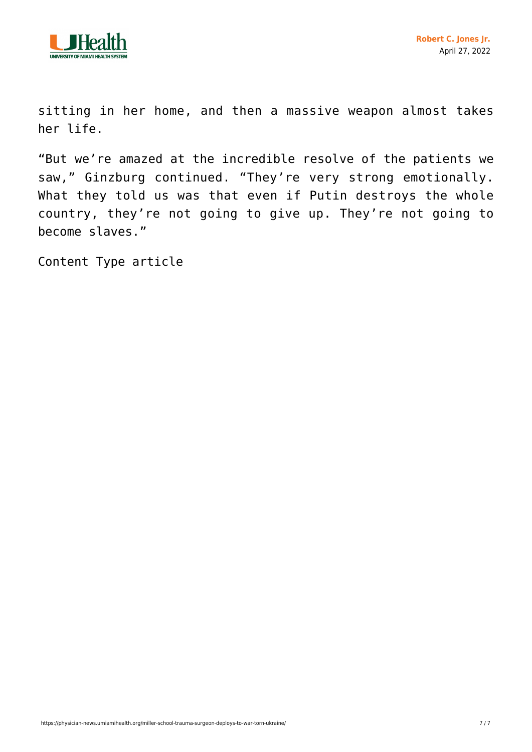sitting in her home, and then a massive weapon almost takes her life.

“But we’re amazed at the incredible resolve of the patients we saw,” Ginzburg continued. “They’re very strong emotionally. What they told us was that even if Putin destroys the whole country, they’re not going to give up. They’re not going to become slaves.”

Content Type article